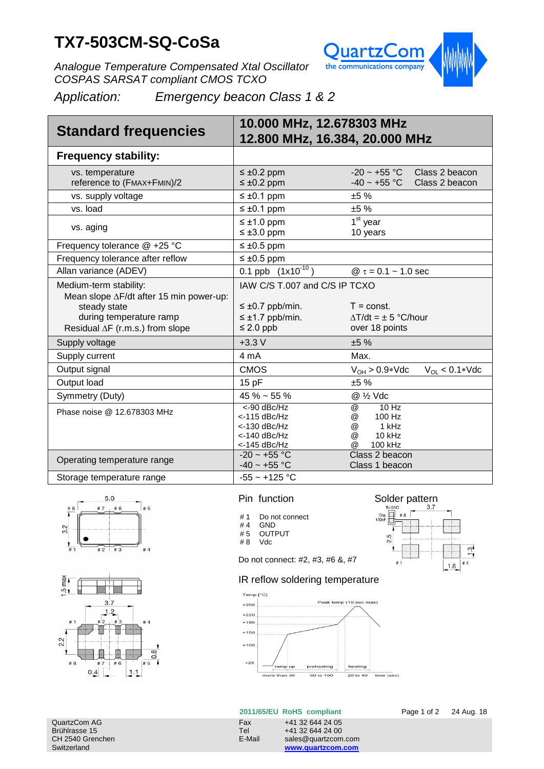# TX7-503CM-SQ-CoSa

*Analogue Temperature Compensated Xtal Oscillator*
*COSPAS SARSAT compliant CMOS TCXO*

*Application: Emergency beacon Class 1 & 2*

| **Standard frequencies** | **10.000 MHz, 12.678303 MHz 12.800 MHz, 16.384, 20.000 MHz** | |
|---|---|---|
| **Frequency stability:** | | |
| vs. temperature<br>reference to (FMAX+FMIN)/2 | ≤ ±0.2 ppm<br>≤ ±0.2 ppm | -20 ~ +55 °C Class 2 beacon<br>-40 ~ +55 °C Class 2 beacon |
| vs. supply voltage | ≤ ±0.1 ppm | ±5 % |
| vs. load | ≤ ±0.1 ppm | ±5 % |
| vs. aging | ≤ ±1.0 ppm<br>≤ ±3.0 ppm | 1st year<br>10 years |
| Frequency tolerance @ +25 °C | ≤ ±0.5 ppm | |
| Frequency tolerance after reflow | ≤ ±0.5 ppm | |
| Allan variance (ADEV) | 0.1 ppb ($1x10^{-10}$) | @ $\tau$ = 0.1 ~ 1.0 sec |
| Medium-term stability:<br>Mean slope ΔF/dt after 15 min power-up:<br>steady state<br>during temperature ramp<br>Residual ΔF (r.m.s.) from slope | IAW C/S T.007 and C/S IP TCXO<br><br>≤ ±0.7 ppb/min.<br>≤ ±1.7 ppb/min.<br>≤ 2.0 ppb | <br><br>T = const.<br>ΔT/dt = ± 5 °C/hour<br>over 18 points |
| Supply voltage | +3.3 V | ±5 % |
| Supply current | 4 mA | Max. |
| Output signal | CMOS | $V_{OH}$ > 0.9∗Vdc $V_{OL}$ < 0.1∗Vdc |
| Output load | 15 pF | ±5 % |
| Symmetry (Duty) | 45 % ~ 55 % | @ ½ Vdc |
| Phase noise @ 12.678303 MHz | <-90 dBc/Hz<br><-115 dBc/Hz<br><-130 dBc/Hz<br><-140 dBc/Hz<br><-145 dBc/Hz | @ 10 Hz<br>@ 100 Hz<br>@ 1 kHz<br>@ 10 kHz<br>@ 100 kHz |
| Operating temperature range | -20 ~ +55 °C<br>-40 ~ +55 °C | Class 2 beacon<br>Class 1 beacon |
| Storage temperature range | -55 ~ +125 °C | |

## Pin function

- # 1 Do not connect
- # 4 GND
- # 5 OUTPUT
- # 8 Vdc

Do not connect: #2, #3, #6 &, #7

## Solder pattern

## IR reflow soldering temperature

2011/65/EU RoHS compliant

24 Aug. 18

QuartzCom AG
Brühlrasse 15
CH 2540 Grenchen
Switzerland

Fax +41 32 644 24 05
Tel +41 32 644 24 00
E-Mail sales@quartzcom.com
www.quartzcom.com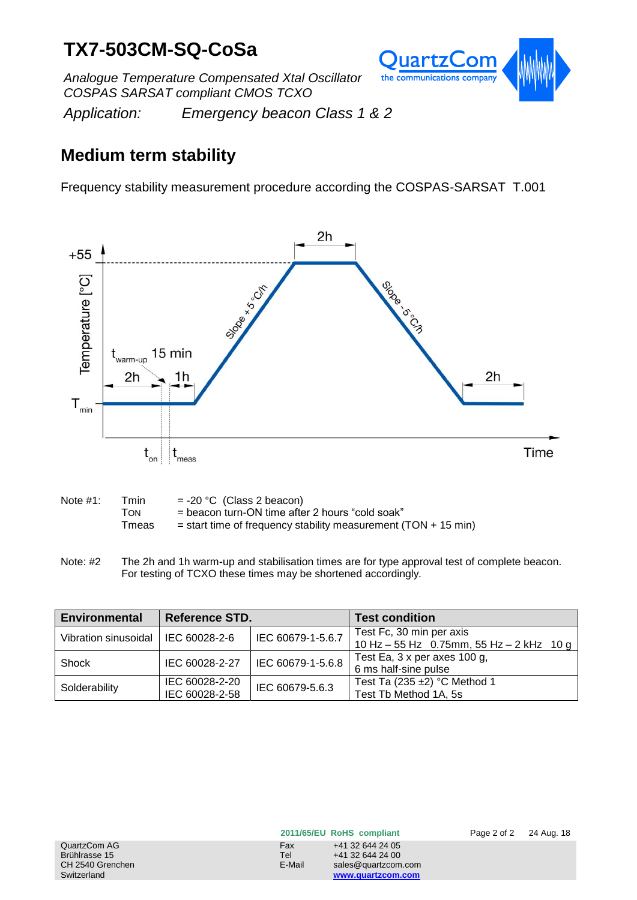# TX7-503CM-SQ-CoSa

*Analogue Temperature Compensated Xtal Oscillator*
*COSPAS SARSAT compliant CMOS TCXO*

*Application: Emergency beacon Class 1 & 2*

## Medium term stability

Frequency stability measurement procedure according the COSPAS-SARSAT T.001

+55
Temperature [°C]
$T_{min}$
$t_{warm-up}$ 15 min
2h
1h
Slope +5 °C/h
2h
Slope -5 °C/h
2h
$t_{on}$ $t_{meas}$
Time

Note #1: Tmin = -20 °C (Class 2 beacon)
TON = beacon turn-ON time after 2 hours "cold soak"
Tmeas = start time of frequency stability measurement (TON + 15 min)

Note: #2 The 2h and 1h warm-up and stabilisation times are for type approval test of complete beacon. For testing of TCXO these times may be shortened accordingly.

| Environmental | Reference STD. | | Test condition |
|---|---|---|---|
| Vibration sinusoidal | IEC 60028-2-6 | IEC 60679-1-5.6.7 | Test Fc, 30 min per axis<br>10 Hz – 55 Hz 0.75mm, 55 Hz – 2 kHz 10 g |
| Shock | IEC 60028-2-27 | IEC 60679-1-5.6.8 | Test Ea, 3 x per axes 100 g,<br>6 ms half-sine pulse |
| Solderability | IEC 60028-2-20<br>IEC 60028-2-58 | IEC 60679-5.6.3 | Test Ta (235 ±2) °C Method 1<br>Test Tb Method 1A, 5s |

2011/65/EU RoHS compliant

QuartzCom AG
Brühlrasse 15
CH 2540 Grenchen
Switzerland

Fax +41 32 644 24 05
Tel +41 32 644 24 00
E-Mail sales@quartzcom.com
www.quartzcom.com

24 Aug. 18